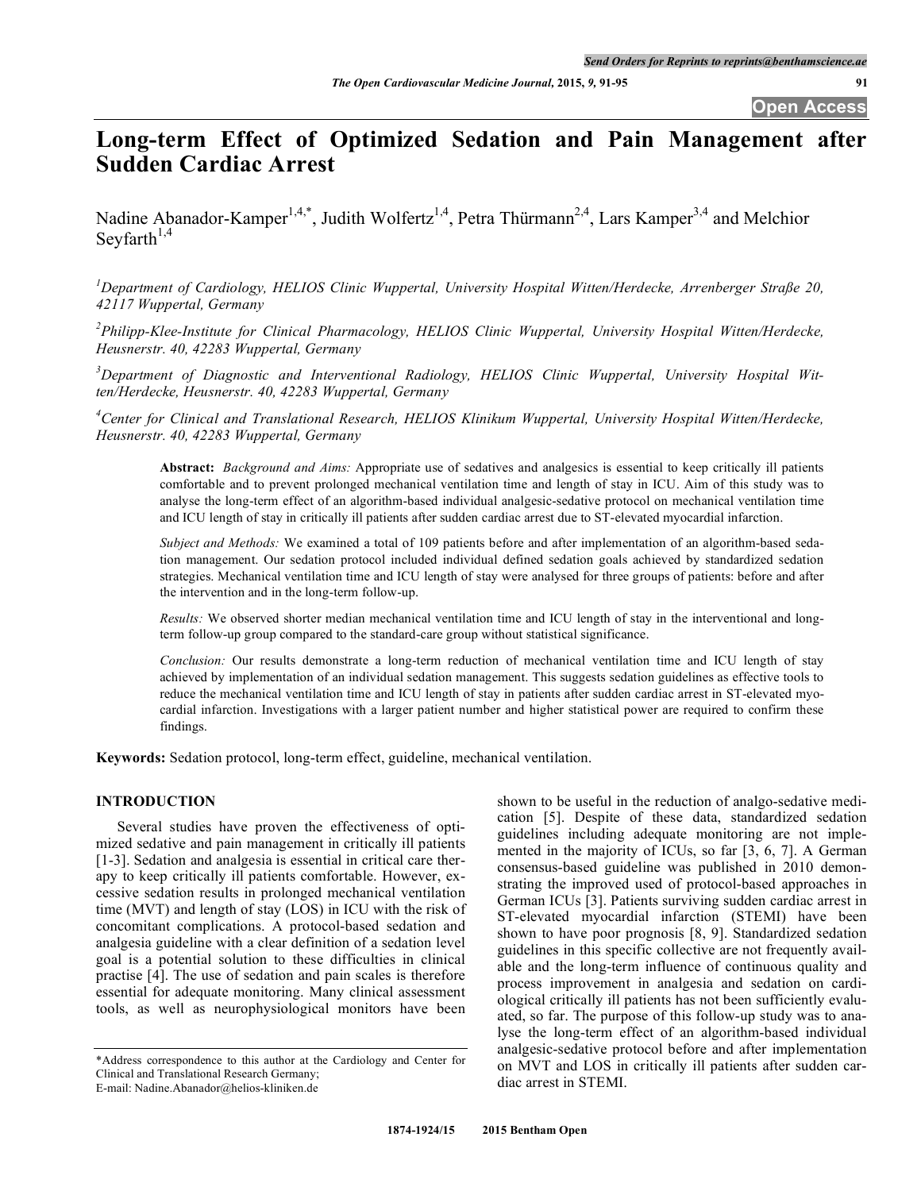# Long-term Effect of Optimized Sedation and Pain Management after Sudden Cardiac Arrest

Nadine Abanador-Kamper[1,4,*], Judith Wolfertz[1,4], Petra Thürmann[2,4], Lars Kamper[3,4] and Melchior Seyfarth[1,4]

[1] *Department of Cardiology, HELIOS Clinic Wuppertal, University Hospital Witten/Herdecke, Arrenberger Straße 20, 42117 Wuppertal, Germany*

[2] *Philipp-Klee-Institute for Clinical Pharmacology, HELIOS Clinic Wuppertal, University Hospital Witten/Herdecke, Heusnerstr. 40, 42283 Wuppertal, Germany*

[3] *Department of Diagnostic and Interventional Radiology, HELIOS Clinic Wuppertal, University Hospital Witten/Herdecke, Heusnerstr. 40, 42283 Wuppertal, Germany*

[4] *Center for Clinical and Translational Research, HELIOS Klinikum Wuppertal, University Hospital Witten/Herdecke, Heusnerstr. 40, 42283 Wuppertal, Germany*

**Abstract:** *Background and Aims:* Appropriate use of sedatives and analgesics is essential to keep critically ill patients comfortable and to prevent prolonged mechanical ventilation time and length of stay in ICU. Aim of this study was to analyse the long-term effect of an algorithm-based individual analgesic-sedative protocol on mechanical ventilation time and ICU length of stay in critically ill patients after sudden cardiac arrest due to ST-elevated myocardial infarction.

*Subject and Methods:* We examined a total of 109 patients before and after implementation of an algorithm-based sedation management. Our sedation protocol included individual defined sedation goals achieved by standardized sedation strategies. Mechanical ventilation time and ICU length of stay were analysed for three groups of patients: before and after the intervention and in the long-term follow-up.

*Results:* We observed shorter median mechanical ventilation time and ICU length of stay in the interventional and long-term follow-up group compared to the standard-care group without statistical significance.

*Conclusion:* Our results demonstrate a long-term reduction of mechanical ventilation time and ICU length of stay achieved by implementation of an individual sedation management. This suggests sedation guidelines as effective tools to reduce the mechanical ventilation time and ICU length of stay in patients after sudden cardiac arrest in ST-elevated myocardial infarction. Investigations with a larger patient number and higher statistical power are required to confirm these findings.

**Keywords:** Sedation protocol, long-term effect, guideline, mechanical ventilation.

## INTRODUCTION

Several studies have proven the effectiveness of optimized sedative and pain management in critically ill patients [1-3]. Sedation and analgesia is essential in critical care therapy to keep critically ill patients comfortable. However, excessive sedation results in prolonged mechanical ventilation time (MVT) and length of stay (LOS) in ICU with the risk of concomitant complications. A protocol-based sedation and analgesia guideline with a clear definition of a sedation level goal is a potential solution to these difficulties in clinical practise [4]. The use of sedation and pain scales is therefore essential for adequate monitoring. Many clinical assessment tools, as well as neurophysiological monitors have been shown to be useful in the reduction of analgo-sedative medication [5]. Despite of these data, standardized sedation guidelines including adequate monitoring are not implemented in the majority of ICUs, so far [3, 6, 7]. A German consensus-based guideline was published in 2010 demonstrating the improved used of protocol-based approaches in German ICUs [3]. Patients surviving sudden cardiac arrest in ST-elevated myocardial infarction (STEMI) have been shown to have poor prognosis [8, 9]. Standardized sedation guidelines in this specific collective are not frequently available and the long-term influence of continuous quality and process improvement in analgesia and sedation on cardiological critically ill patients has not been sufficiently evaluated, so far. The purpose of this follow-up study was to analyse the long-term effect of an algorithm-based individual analgesic-sedative protocol before and after implementation on MVT and LOS in critically ill patients after sudden cardiac arrest in STEMI.

*Address correspondence to this author at the Cardiology and Center for Clinical and Translational Research Germany;
E-mail: Nadine.Abanador@helios-kliniken.de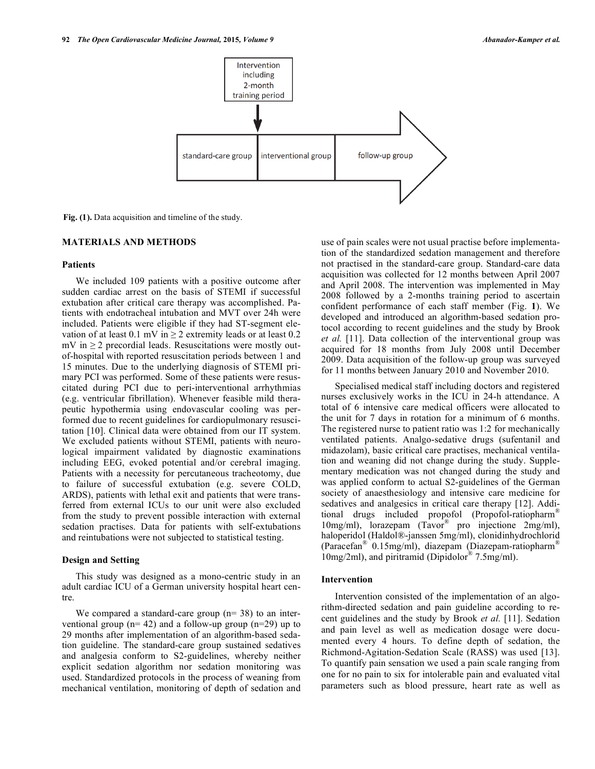Intervention including 2-month training period

standard-care group | interventional group | follow-up group

**Fig. (1).** Data acquisition and timeline of the study.

## MATERIALS AND METHODS

### Patients

We included 109 patients with a positive outcome after sudden cardiac arrest on the basis of STEMI if successful extubation after critical care therapy was accomplished. Patients with endotracheal intubation and MVT over 24h were included. Patients were eligible if they had ST-segment elevation of at least 0.1 mV in ≥ 2 extremity leads or at least 0.2 mV in ≥ 2 precordial leads. Resuscitations were mostly out-of-hospital with reported resuscitation periods between 1 and 15 minutes. Due to the underlying diagnosis of STEMI primary PCI was performed. Some of these patients were resuscitated during PCI due to peri-interventional arrhythmias (e.g. ventricular fibrillation). Whenever feasible mild therapeutic hypothermia using endovascular cooling was performed due to recent guidelines for cardiopulmonary resuscitation [10]. Clinical data were obtained from our IT system. We excluded patients without STEMI, patients with neurological impairment validated by diagnostic examinations including EEG, evoked potential and/or cerebral imaging. Patients with a necessity for percutaneous tracheotomy, due to failure of successful extubation (e.g. severe COLD, ARDS), patients with lethal exit and patients that were transferred from external ICUs to our unit were also excluded from the study to prevent possible interaction with external sedation practises. Data for patients with self-extubations and reintubations were not subjected to statistical testing.

### Design and Setting

This study was designed as a mono-centric study in an adult cardiac ICU of a German university hospital heart centre.

We compared a standard-care group (n= 38) to an interventional group (n= 42) and a follow-up group (n=29) up to 29 months after implementation of an algorithm-based sedation guideline. The standard-care group sustained sedatives and analgesia conform to S2-guidelines, whereby neither explicit sedation algorithm nor sedation monitoring was used. Standardized protocols in the process of weaning from mechanical ventilation, monitoring of depth of sedation and use of pain scales were not usual practise before implementation of the standardized sedation management and therefore not practised in the standard-care group. Standard-care data acquisition was collected for 12 months between April 2007 and April 2008. The intervention was implemented in May 2008 followed by a 2-months training period to ascertain confident performance of each staff member (Fig. **1**). We developed and introduced an algorithm-based sedation protocol according to recent guidelines and the study by Brook *et al.* [11]. Data collection of the interventional group was acquired for 18 months from July 2008 until December 2009. Data acquisition of the follow-up group was surveyed for 11 months between January 2010 and November 2010.

Specialised medical staff including doctors and registered nurses exclusively works in the ICU in 24-h attendance. A total of 6 intensive care medical officers were allocated to the unit for 7 days in rotation for a minimum of 6 months. The registered nurse to patient ratio was 1:2 for mechanically ventilated patients. Analgo-sedative drugs (sufentanil and midazolam), basic critical care practises, mechanical ventilation and weaning did not change during the study. Supplementary medication was not changed during the study and was applied conform to actual S2-guidelines of the German society of anaesthesiology and intensive care medicine for sedatives and analgesics in critical care therapy [12]. Additional drugs included propofol (Propofol-ratiopharm® 10mg/ml), lorazepam (Tavor® pro injectione 2mg/ml), haloperidol (Haldol®-janssen 5mg/ml), clonidinhydrochlorid (Paracefan® 0.15mg/ml), diazepam (Diazepam-ratiopharm® 10mg/2ml), and piritramid (Dipidolor® 7.5mg/ml).

### Intervention

Intervention consisted of the implementation of an algorithm-directed sedation and pain guideline according to recent guidelines and the study by Brook *et al.* [11]. Sedation and pain level as well as medication dosage were documented every 4 hours. To define depth of sedation, the Richmond-Agitation-Sedation Scale (RASS) was used [13]. To quantify pain sensation we used a pain scale ranging from one for no pain to six for intolerable pain and evaluated vital parameters such as blood pressure, heart rate as well as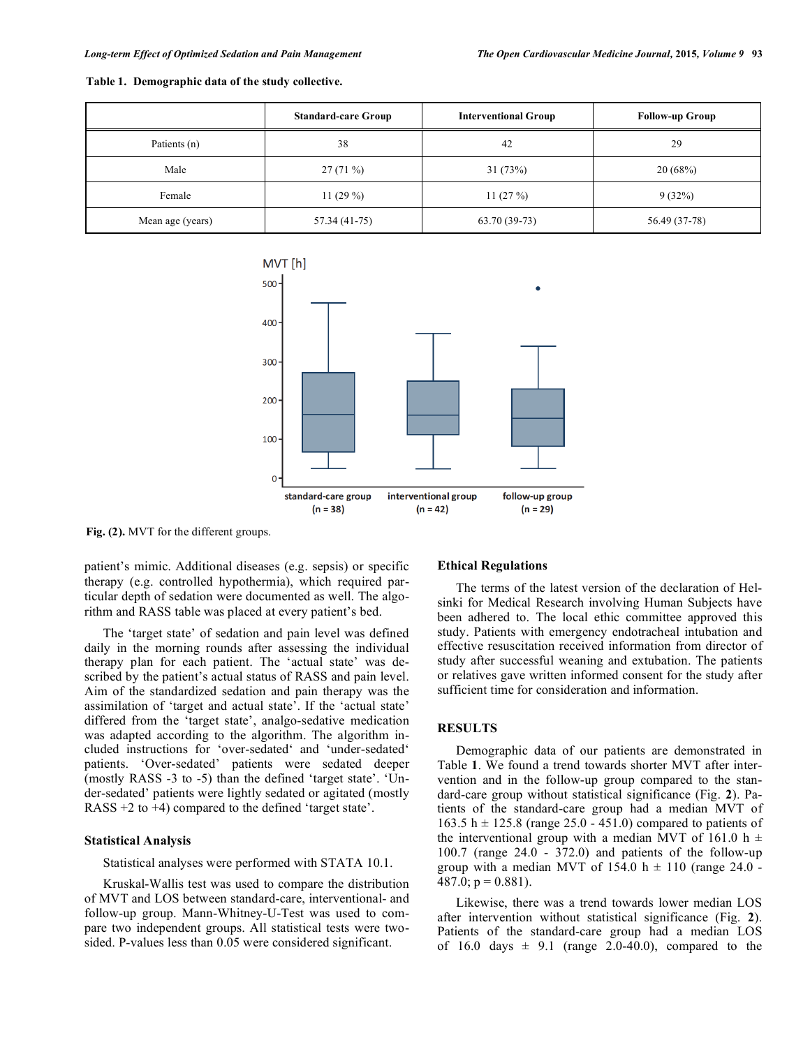**Table 1. Demographic data of the study collective.**

| | Standard-care Group | Interventional Group | Follow-up Group |
|---|---|---|---|
| Patients (n) | 38 | 42 | 29 |
| Male | 27 (71 %) | 31 (73%) | 20 (68%) |
| Female | 11 (29 %) | 11 (27 %) | 9 (32%) |
| Mean age (years) | 57.34 (41-75) | 63.70 (39-73) | 56.49 (37-78) |

**Fig. (2).** MVT for the different groups.

patient's mimic. Additional diseases (e.g. sepsis) or specific therapy (e.g. controlled hypothermia), which required particular depth of sedation were documented as well. The algorithm and RASS table was placed at every patient's bed.

The 'target state' of sedation and pain level was defined daily in the morning rounds after assessing the individual therapy plan for each patient. The 'actual state' was described by the patient's actual status of RASS and pain level. Aim of the standardized sedation and pain therapy was the assimilation of 'target and actual state'. If the 'actual state' differed from the 'target state', analgo-sedative medication was adapted according to the algorithm. The algorithm included instructions for 'over-sedated' and 'under-sedated' patients. 'Over-sedated' patients were sedated deeper (mostly RASS -3 to -5) than the defined 'target state'. 'Under-sedated' patients were lightly sedated or agitated (mostly RASS +2 to +4) compared to the defined 'target state'.

### Statistical Analysis

Statistical analyses were performed with STATA 10.1.

Kruskal-Wallis test was used to compare the distribution of MVT and LOS between standard-care, interventional- and follow-up group. Mann-Whitney-U-Test was used to compare two independent groups. All statistical tests were two-sided. P-values less than 0.05 were considered significant.

### Ethical Regulations

The terms of the latest version of the declaration of Helsinki for Medical Research involving Human Subjects have been adhered to. The local ethic committee approved this study. Patients with emergency endotracheal intubation and effective resuscitation received information from director of study after successful weaning and extubation. The patients or relatives gave written informed consent for the study after sufficient time for consideration and information.

## RESULTS

Demographic data of our patients are demonstrated in Table **1**. We found a trend towards shorter MVT after intervention and in the follow-up group compared to the standard-care group without statistical significance (Fig. **2**). Patients of the standard-care group had a median MVT of 163.5 h ± 125.8 (range 25.0 - 451.0) compared to patients of the interventional group with a median MVT of 161.0 h ± 100.7 (range 24.0 - 372.0) and patients of the follow-up group with a median MVT of 154.0 h ± 110 (range 24.0 - 487.0; p = 0.881).

Likewise, there was a trend towards lower median LOS after intervention without statistical significance (Fig. **2**). Patients of the standard-care group had a median LOS of 16.0 days ± 9.1 (range 2.0-40.0), compared to the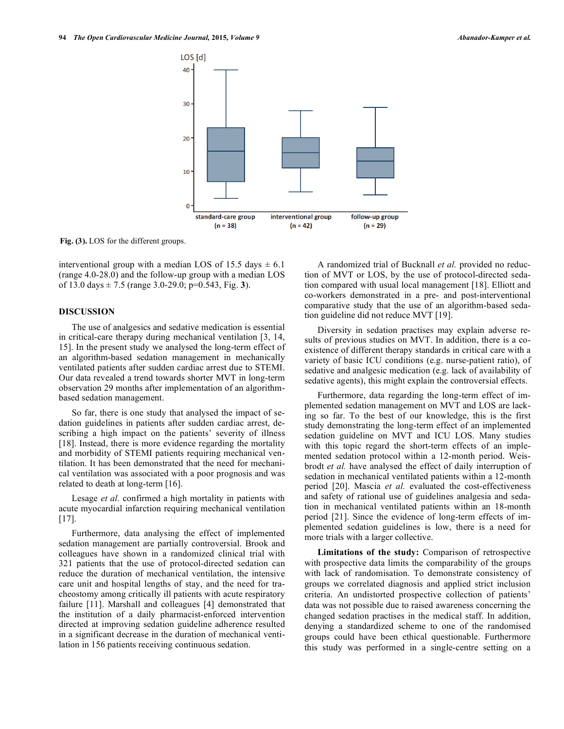Fig. (3). LOS for the different groups.

interventional group with a median LOS of 15.5 days ± 6.1 (range 4.0-28.0) and the follow-up group with a median LOS of 13.0 days ± 7.5 (range 3.0-29.0; p=0.543, Fig. **3**).

## DISCUSSION

The use of analgesics and sedative medication is essential in critical-care therapy during mechanical ventilation [3, 14, 15]. In the present study we analysed the long-term effect of an algorithm-based sedation management in mechanically ventilated patients after sudden cardiac arrest due to STEMI. Our data revealed a trend towards shorter MVT in long-term observation 29 months after implementation of an algorithm-based sedation management.

So far, there is one study that analysed the impact of sedation guidelines in patients after sudden cardiac arrest, describing a high impact on the patients' severity of illness [18]. Instead, there is more evidence regarding the mortality and morbidity of STEMI patients requiring mechanical ventilation. It has been demonstrated that the need for mechanical ventilation was associated with a poor prognosis and was related to death at long-term [16].

Lesage *et al.* confirmed a high mortality in patients with acute myocardial infarction requiring mechanical ventilation [17].

Furthermore, data analysing the effect of implemented sedation management are partially controversial. Brook and colleagues have shown in a randomized clinical trial with 321 patients that the use of protocol-directed sedation can reduce the duration of mechanical ventilation, the intensive care unit and hospital lengths of stay, and the need for tracheostomy among critically ill patients with acute respiratory failure [11]. Marshall and colleagues [4] demonstrated that the institution of a daily pharmacist-enforced intervention directed at improving sedation guideline adherence resulted in a significant decrease in the duration of mechanical ventilation in 156 patients receiving continuous sedation.

A randomized trial of Bucknall *et al.* provided no reduction of MVT or LOS, by the use of protocol-directed sedation compared with usual local management [18]. Elliott and co-workers demonstrated in a pre- and post-interventional comparative study that the use of an algorithm-based sedation guideline did not reduce MVT [19].

Diversity in sedation practises may explain adverse results of previous studies on MVT. In addition, there is a coexistence of different therapy standards in critical care with a variety of basic ICU conditions (e.g. nurse-patient ratio), of sedative and analgesic medication (e.g. lack of availability of sedative agents), this might explain the controversial effects.

Furthermore, data regarding the long-term effect of implemented sedation management on MVT and LOS are lacking so far. To the best of our knowledge, this is the first study demonstrating the long-term effect of an implemented sedation guideline on MVT and ICU LOS. Many studies with this topic regard the short-term effects of an implemented sedation protocol within a 12-month period. Weisbrodt *et al.* have analysed the effect of daily interruption of sedation in mechanical ventilated patients within a 12-month period [20]. Mascia *et al.* evaluated the cost-effectiveness and safety of rational use of guidelines analgesia and sedation in mechanical ventilated patients within an 18-month period [21]. Since the evidence of long-term effects of implemented sedation guidelines is low, there is a need for more trials with a larger collective.

**Limitations of the study:** Comparison of retrospective with prospective data limits the comparability of the groups with lack of randomisation. To demonstrate consistency of groups we correlated diagnosis and applied strict inclusion criteria. An undistorted prospective collection of patients' data was not possible due to raised awareness concerning the changed sedation practises in the medical staff. In addition, denying a standardized scheme to one of the randomised groups could have been ethical questionable. Furthermore this study was performed in a single-centre setting on a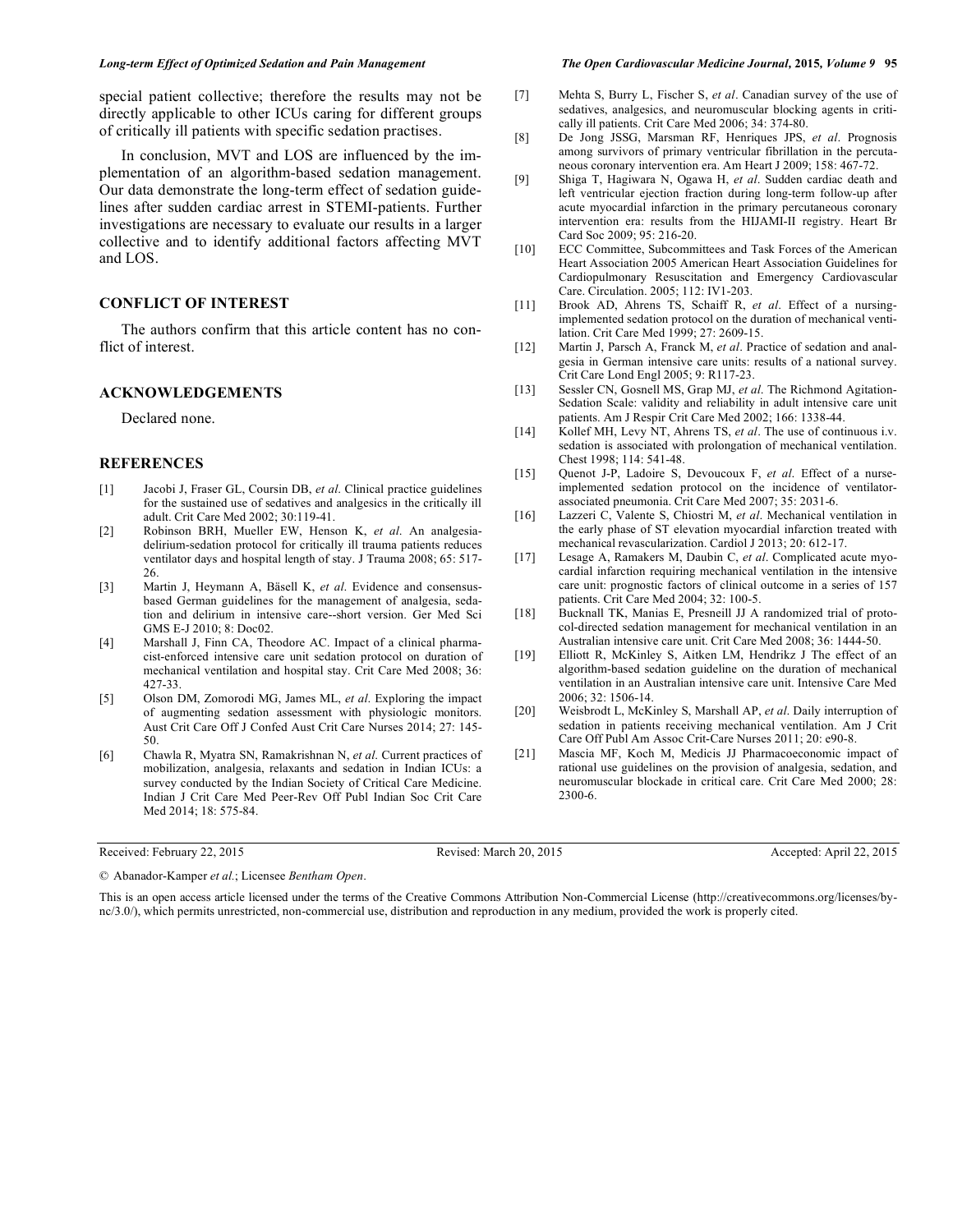special patient collective; therefore the results may not be directly applicable to other ICUs caring for different groups of critically ill patients with specific sedation practises.

In conclusion, MVT and LOS are influenced by the implementation of an algorithm-based sedation management. Our data demonstrate the long-term effect of sedation guidelines after sudden cardiac arrest in STEMI-patients. Further investigations are necessary to evaluate our results in a larger collective and to identify additional factors affecting MVT and LOS.

## CONFLICT OF INTEREST

The authors confirm that this article content has no conflict of interest.

## ACKNOWLEDGEMENTS

Declared none.

## REFERENCES

[1] Jacobi J, Fraser GL, Coursin DB, *et al*. Clinical practice guidelines for the sustained use of sedatives and analgesics in the critically ill adult. Crit Care Med 2002; 30:119-41.

[2] Robinson BRH, Mueller EW, Henson K, *et al*. An analgesia-delirium-sedation protocol for critically ill trauma patients reduces ventilator days and hospital length of stay. J Trauma 2008; 65: 517-26.

[3] Martin J, Heymann A, Bäsell K, *et al*. Evidence and consensus-based German guidelines for the management of analgesia, sedation and delirium in intensive care--short version. Ger Med Sci GMS E-J 2010; 8: Doc02.

[4] Marshall J, Finn CA, Theodore AC. Impact of a clinical pharmacist-enforced intensive care unit sedation protocol on duration of mechanical ventilation and hospital stay. Crit Care Med 2008; 36: 427-33.

[5] Olson DM, Zomorodi MG, James ML, *et al*. Exploring the impact of augmenting sedation assessment with physiologic monitors. Aust Crit Care Off J Confed Aust Crit Care Nurses 2014; 27: 145-50.

[6] Chawla R, Myatra SN, Ramakrishnan N, *et al*. Current practices of mobilization, analgesia, relaxants and sedation in Indian ICUs: a survey conducted by the Indian Society of Critical Care Medicine. Indian J Crit Care Med Peer-Rev Off Publ Indian Soc Crit Care Med 2014; 18: 575-84.

[7] Mehta S, Burry L, Fischer S, *et al*. Canadian survey of the use of sedatives, analgesics, and neuromuscular blocking agents in critically ill patients. Crit Care Med 2006; 34: 374-80.

[8] De Jong JSSG, Marsman RF, Henriques JPS, *et al*. Prognosis among survivors of primary ventricular fibrillation in the percutaneous coronary intervention era. Am Heart J 2009; 158: 467-72.

[9] Shiga T, Hagiwara N, Ogawa H, *et al*. Sudden cardiac death and left ventricular ejection fraction during long-term follow-up after acute myocardial infarction in the primary percutaneous coronary intervention era: results from the HIJAMI-II registry. Heart Br Card Soc 2009; 95: 216-20.

[10] ECC Committee, Subcommittees and Task Forces of the American Heart Association 2005 American Heart Association Guidelines for Cardiopulmonary Resuscitation and Emergency Cardiovascular Care. Circulation. 2005; 112: IV1-203.

[11] Brook AD, Ahrens TS, Schaiff R, *et al*. Effect of a nursing-implemented sedation protocol on the duration of mechanical ventilation. Crit Care Med 1999; 27: 2609-15.

[12] Martin J, Parsch A, Franck M, *et al*. Practice of sedation and analgesia in German intensive care units: results of a national survey. Crit Care Lond Engl 2005; 9: R117-23.

[13] Sessler CN, Gosnell MS, Grap MJ, *et al*. The Richmond Agitation-Sedation Scale: validity and reliability in adult intensive care unit patients. Am J Respir Crit Care Med 2002; 166: 1338-44.

[14] Kollef MH, Levy NT, Ahrens TS, *et al*. The use of continuous i.v. sedation is associated with prolongation of mechanical ventilation. Chest 1998; 114: 541-48.

[15] Quenot J-P, Ladoire S, Devoucoux F, *et al*. Effect of a nurse-implemented sedation protocol on the incidence of ventilator-associated pneumonia. Crit Care Med 2007; 35: 2031-6.

[16] Lazzeri C, Valente S, Chiostri M, *et al*. Mechanical ventilation in the early phase of ST elevation myocardial infarction treated with mechanical revascularization. Cardiol J 2013; 20: 612-17.

[17] Lesage A, Ramakers M, Daubin C, *et al*. Complicated acute myocardial infarction requiring mechanical ventilation in the intensive care unit: prognostic factors of clinical outcome in a series of 157 patients. Crit Care Med 2004; 32: 100-5.

[18] Bucknall TK, Manias E, Presneill JJ A randomized trial of protocol-directed sedation management for mechanical ventilation in an Australian intensive care unit. Crit Care Med 2008; 36: 1444-50.

[19] Elliott R, McKinley S, Aitken LM, Hendrikz J The effect of an algorithm-based sedation guideline on the duration of mechanical ventilation in an Australian intensive care unit. Intensive Care Med 2006; 32: 1506-14.

[20] Weisbrodt L, McKinley S, Marshall AP, *et al*. Daily interruption of sedation in patients receiving mechanical ventilation. Am J Crit Care Off Publ Am Assoc Crit-Care Nurses 2011; 20: e90-8.

[21] Mascia MF, Koch M, Medicis JJ Pharmacoeconomic impact of rational use guidelines on the provision of analgesia, sedation, and neuromuscular blockade in critical care. Crit Care Med 2000; 28: 2300-6.

Received: February 22, 2015 Revised: March 20, 2015 Accepted: April 22, 2015

© Abanador-Kamper *et al*.; Licensee *Bentham Open*.

This is an open access article licensed under the terms of the Creative Commons Attribution Non-Commercial License (http://creativecommons.org/licenses/by-nc/3.0/), which permits unrestricted, non-commercial use, distribution and reproduction in any medium, provided the work is properly cited.